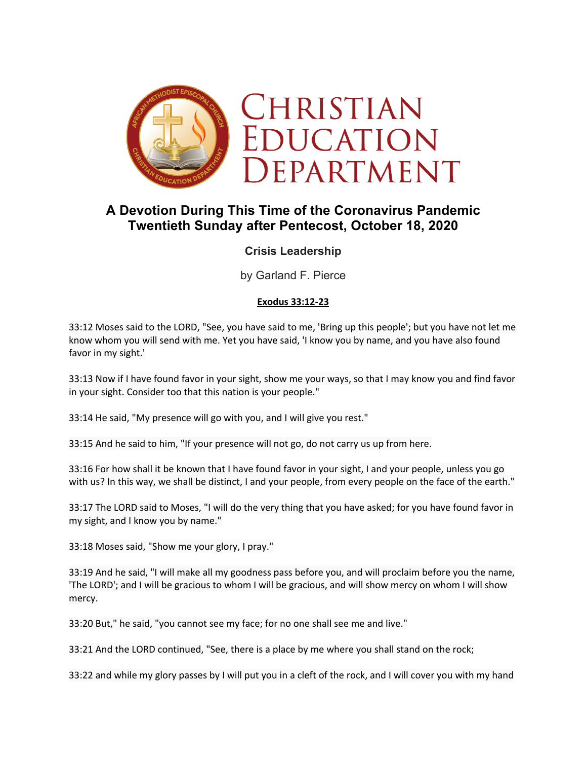# CHRISTIAN EDUCATION DEPARTMENT

## A Devotion During This Time of the Coronavirus Pandemic
## Twentieth Sunday after Pentecost, October 18, 2020

### Crisis Leadership

by Garland F. Pierce

**Exodus 33:12-23**

33:12 Moses said to the LORD, "See, you have said to me, 'Bring up this people'; but you have not let me know whom you will send with me. Yet you have said, 'I know you by name, and you have also found favor in my sight.'

33:13 Now if I have found favor in your sight, show me your ways, so that I may know you and find favor in your sight. Consider too that this nation is your people."

33:14 He said, "My presence will go with you, and I will give you rest."

33:15 And he said to him, "If your presence will not go, do not carry us up from here.

33:16 For how shall it be known that I have found favor in your sight, I and your people, unless you go with us? In this way, we shall be distinct, I and your people, from every people on the face of the earth."

33:17 The LORD said to Moses, "I will do the very thing that you have asked; for you have found favor in my sight, and I know you by name."

33:18 Moses said, "Show me your glory, I pray."

33:19 And he said, "I will make all my goodness pass before you, and will proclaim before you the name, 'The LORD'; and I will be gracious to whom I will be gracious, and will show mercy on whom I will show mercy.

33:20 But," he said, "you cannot see my face; for no one shall see me and live."

33:21 And the LORD continued, "See, there is a place by me where you shall stand on the rock;

33:22 and while my glory passes by I will put you in a cleft of the rock, and I will cover you with my hand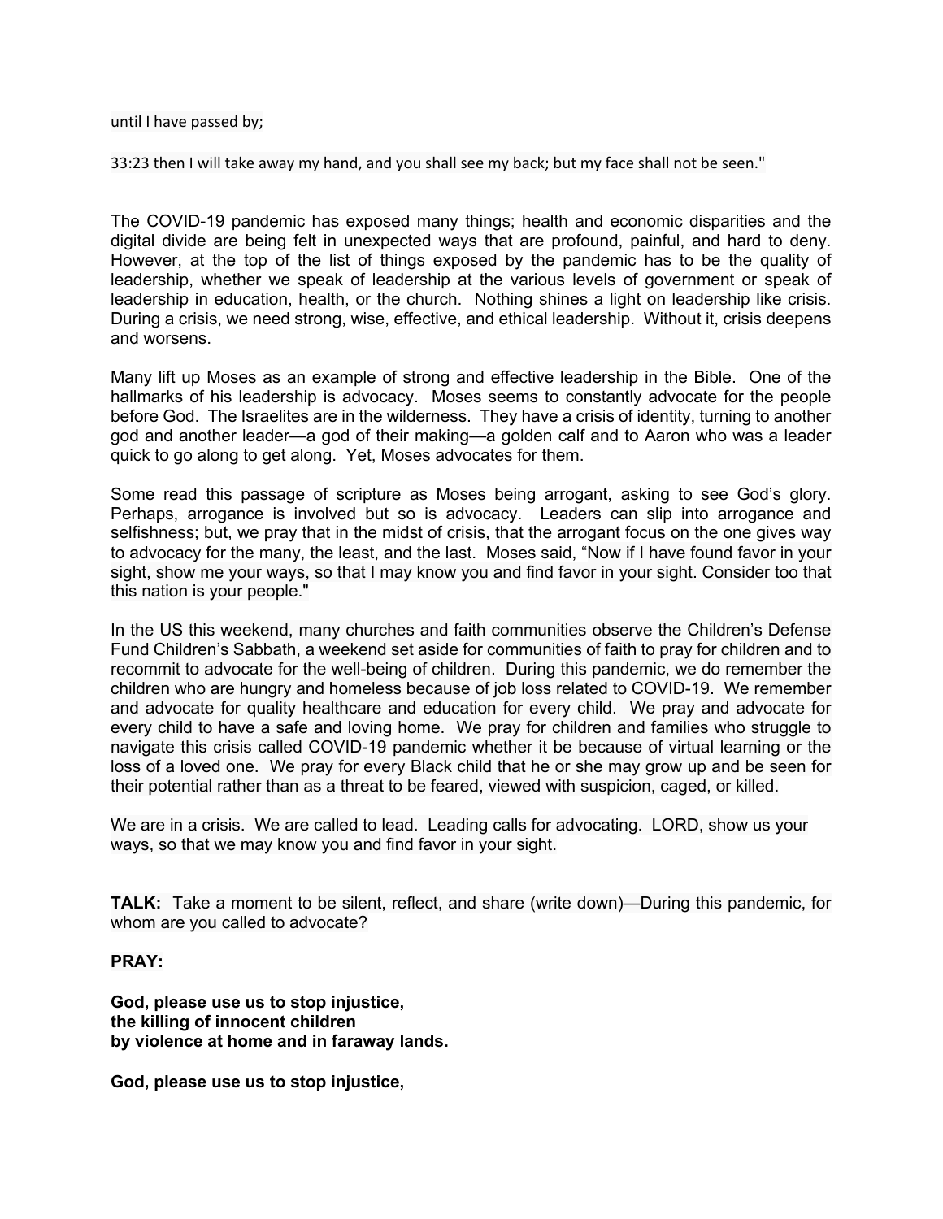until I have passed by;

33:23 then I will take away my hand, and you shall see my back; but my face shall not be seen."

The COVID-19 pandemic has exposed many things; health and economic disparities and the digital divide are being felt in unexpected ways that are profound, painful, and hard to deny. However, at the top of the list of things exposed by the pandemic has to be the quality of leadership, whether we speak of leadership at the various levels of government or speak of leadership in education, health, or the church. Nothing shines a light on leadership like crisis. During a crisis, we need strong, wise, effective, and ethical leadership. Without it, crisis deepens and worsens.

Many lift up Moses as an example of strong and effective leadership in the Bible. One of the hallmarks of his leadership is advocacy. Moses seems to constantly advocate for the people before God. The Israelites are in the wilderness. They have a crisis of identity, turning to another god and another leader—a god of their making—a golden calf and to Aaron who was a leader quick to go along to get along. Yet, Moses advocates for them.

Some read this passage of scripture as Moses being arrogant, asking to see God's glory. Perhaps, arrogance is involved but so is advocacy. Leaders can slip into arrogance and selfishness; but, we pray that in the midst of crisis, that the arrogant focus on the one gives way to advocacy for the many, the least, and the last. Moses said, "Now if I have found favor in your sight, show me your ways, so that I may know you and find favor in your sight. Consider too that this nation is your people."

In the US this weekend, many churches and faith communities observe the Children's Defense Fund Children's Sabbath, a weekend set aside for communities of faith to pray for children and to recommit to advocate for the well-being of children. During this pandemic, we do remember the children who are hungry and homeless because of job loss related to COVID-19. We remember and advocate for quality healthcare and education for every child. We pray and advocate for every child to have a safe and loving home. We pray for children and families who struggle to navigate this crisis called COVID-19 pandemic whether it be because of virtual learning or the loss of a loved one. We pray for every Black child that he or she may grow up and be seen for their potential rather than as a threat to be feared, viewed with suspicion, caged, or killed.

We are in a crisis. We are called to lead. Leading calls for advocating. LORD, show us your ways, so that we may know you and find favor in your sight.

**TALK:** Take a moment to be silent, reflect, and share (write down)—During this pandemic, for whom are you called to advocate?

**PRAY:**

**God, please use us to stop injustice,**
**the killing of innocent children**
**by violence at home and in faraway lands.**

**God, please use us to stop injustice,**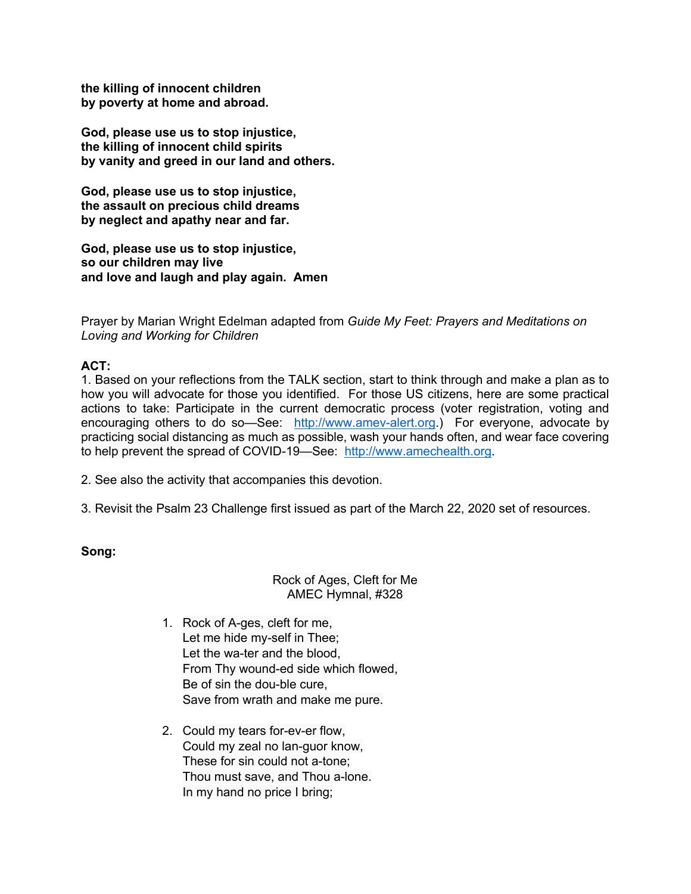**the killing of innocent children**
**by poverty at home and abroad.**

**God, please use us to stop injustice,**
**the killing of innocent child spirits**
**by vanity and greed in our land and others.**

**God, please use us to stop injustice,**
**the assault on precious child dreams**
**by neglect and apathy near and far.**

**God, please use us to stop injustice,**
**so our children may live**
**and love and laugh and play again. Amen**

Prayer by Marian Wright Edelman adapted from *Guide My Feet: Prayers and Meditations on Loving and Working for Children*

**ACT:**

1. Based on your reflections from the TALK section, start to think through and make a plan as to how you will advocate for those you identified. For those US citizens, here are some practical actions to take: Participate in the current democratic process (voter registration, voting and encouraging others to do so—See: http://www.amev-alert.org.) For everyone, advocate by practicing social distancing as much as possible, wash your hands often, and wear face covering to help prevent the spread of COVID-19—See: http://www.amechealth.org.

2. See also the activity that accompanies this devotion.

3. Revisit the Psalm 23 Challenge first issued as part of the March 22, 2020 set of resources.

**Song:**

Rock of Ages, Cleft for Me
AMEC Hymnal, #328

1. Rock of A-ges, cleft for me,
   Let me hide my-self in Thee;
   Let the wa-ter and the blood,
   From Thy wound-ed side which flowed,
   Be of sin the dou-ble cure,
   Save from wrath and make me pure.

2. Could my tears for-ev-er flow,
   Could my zeal no lan-guor know,
   These for sin could not a-tone;
   Thou must save, and Thou a-lone.
   In my hand no price I bring;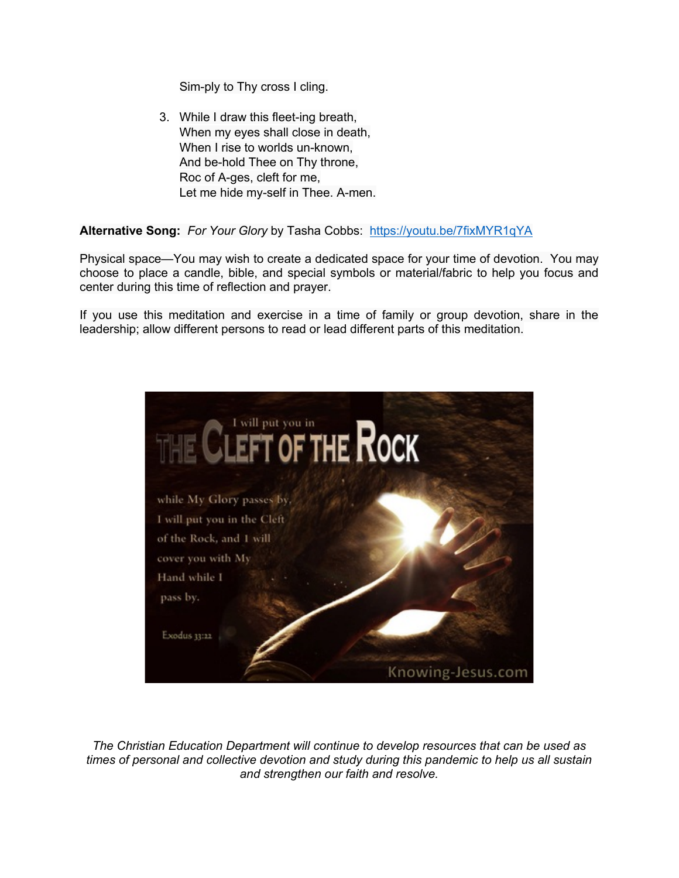Sim-ply to Thy cross I cling.

3. While I draw this fleet-ing breath,
   When my eyes shall close in death,
   When I rise to worlds un-known,
   And be-hold Thee on Thy throne,
   Roc of A-ges, cleft for me,
   Let me hide my-self in Thee. A-men.

**Alternative Song:** *For Your Glory* by Tasha Cobbs: https://youtu.be/7fixMYR1qYA

Physical space—You may wish to create a dedicated space for your time of devotion. You may choose to place a candle, bible, and special symbols or material/fabric to help you focus and center during this time of reflection and prayer.

If you use this meditation and exercise in a time of family or group devotion, share in the leadership; allow different persons to read or lead different parts of this meditation.

I will put you in THE CLEFT OF THE ROCK

while My Glory passes by, I will put you in the Cleft of the Rock, and I will cover you with My Hand while I pass by.

Exodus 33:22

Knowing-Jesus.com

*The Christian Education Department will continue to develop resources that can be used as times of personal and collective devotion and study during this pandemic to help us all sustain and strengthen our faith and resolve.*